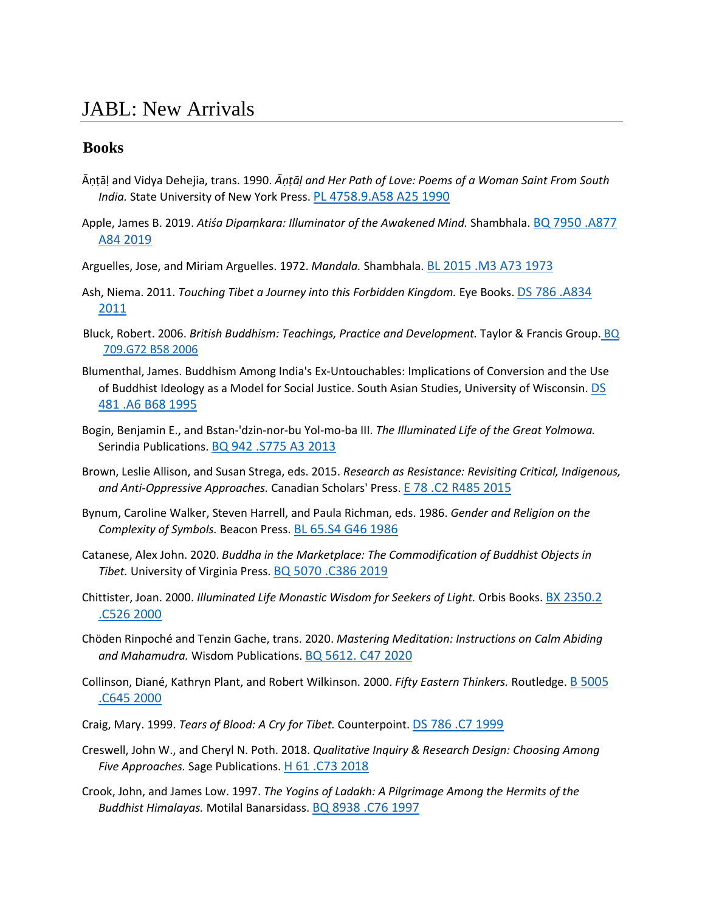# JABL: New Arrivals

## Books

Āṇṭāḷ and Vidya Dehejia, trans. 1990. *Āṇṭāḷ and Her Path of Love: Poems of a Woman Saint From South India.* State University of New York Press. PL 4758.9.A58 A25 1990

Apple, James B. 2019. *Atiśa Dipaṃkara: Illuminator of the Awakened Mind.* Shambhala. BQ 7950 .A877 A84 2019

Arguelles, Jose, and Miriam Arguelles. 1972. *Mandala.* Shambhala. BL 2015 .M3 A73 1973

Ash, Niema. 2011. *Touching Tibet a Journey into this Forbidden Kingdom.* Eye Books. DS 786 .A834 2011

Bluck, Robert. 2006. *British Buddhism: Teachings, Practice and Development.* Taylor & Francis Group. BQ 709.G72 B58 2006

Blumenthal, James. Buddhism Among India's Ex-Untouchables: Implications of Conversion and the Use of Buddhist Ideology as a Model for Social Justice. South Asian Studies, University of Wisconsin. DS 481 .A6 B68 1995

Bogin, Benjamin E., and Bstan-'dzin-nor-bu Yol-mo-ba III. *The Illuminated Life of the Great Yolmowa.* Serindia Publications. BQ 942 .S775 A3 2013

Brown, Leslie Allison, and Susan Strega, eds. 2015. *Research as Resistance: Revisiting Critical, Indigenous, and Anti-Oppressive Approaches.* Canadian Scholars' Press. E 78 .C2 R485 2015

Bynum, Caroline Walker, Steven Harrell, and Paula Richman, eds. 1986. *Gender and Religion on the Complexity of Symbols.* Beacon Press. BL 65.S4 G46 1986

Catanese, Alex John. 2020. *Buddha in the Marketplace: The Commodification of Buddhist Objects in Tibet.* University of Virginia Press. BQ 5070 .C386 2019

Chittister, Joan. 2000. *Illuminated Life Monastic Wisdom for Seekers of Light.* Orbis Books. BX 2350.2 .C526 2000

Chöden Rinpoché and Tenzin Gache, trans. 2020. *Mastering Meditation: Instructions on Calm Abiding and Mahamudra.* Wisdom Publications. BQ 5612. C47 2020

Collinson, Diané, Kathryn Plant, and Robert Wilkinson. 2000. *Fifty Eastern Thinkers.* Routledge. B 5005 .C645 2000

Craig, Mary. 1999. *Tears of Blood: A Cry for Tibet.* Counterpoint. DS 786 .C7 1999

Creswell, John W., and Cheryl N. Poth. 2018. *Qualitative Inquiry & Research Design: Choosing Among Five Approaches.* Sage Publications. H 61 .C73 2018

Crook, John, and James Low. 1997. *The Yogins of Ladakh: A Pilgrimage Among the Hermits of the Buddhist Himalayas.* Motilal Banarsidass. BQ 8938 .C76 1997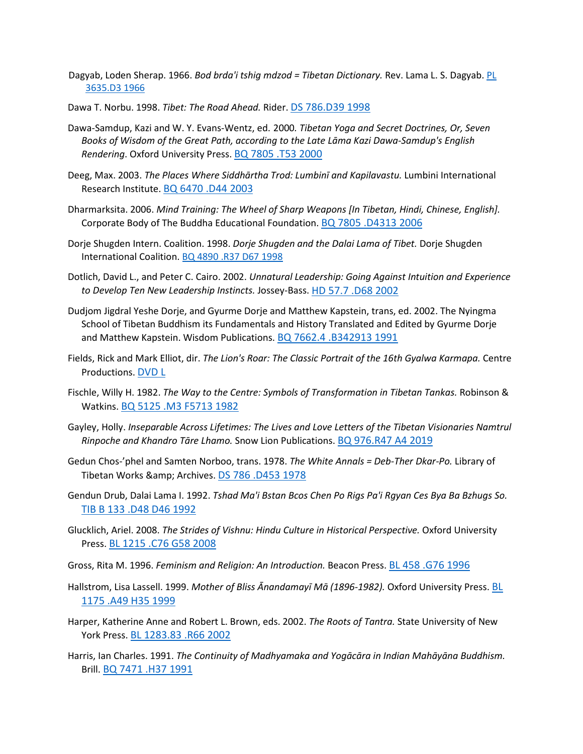Dagyab, Loden Sherap. 1966. *Bod brda'i tshig mdzod = Tibetan Dictionary.* Rev. Lama L. S. Dagyab. [PL 3635.D3 1966]()

Dawa T. Norbu. 1998. *Tibet: The Road Ahead.* Rider. [DS 786.D39 1998]()

Dawa-Samdup, Kazi and W. Y. Evans-Wentz, ed. 2000. *Tibetan Yoga and Secret Doctrines, Or, Seven Books of Wisdom of the Great Path, according to the Late Lāma Kazi Dawa-Samdup's English Rendering*. Oxford University Press. [BQ 7805 .T53 2000]()

Deeg, Max. 2003. *The Places Where Siddhārtha Trod: Lumbinī and Kapilavastu.* Lumbini International Research Institute. [BQ 6470 .D44 2003]()

Dharmarksita. 2006. *Mind Training: The Wheel of Sharp Weapons [In Tibetan, Hindi, Chinese, English].* Corporate Body of The Buddha Educational Foundation. [BQ 7805 .D4313 2006]()

Dorje Shugden Intern. Coalition. 1998. *Dorje Shugden and the Dalai Lama of Tibet.* Dorje Shugden International Coalition. [BQ 4890 .R37 D67 1998]()

Dotlich, David L., and Peter C. Cairo. 2002. *Unnatural Leadership: Going Against Intuition and Experience to Develop Ten New Leadership Instincts.* Jossey-Bass. [HD 57.7 .D68 2002]()

Dudjom Jigdral Yeshe Dorje, and Gyurme Dorje and Matthew Kapstein, trans, ed. 2002. The Nyingma School of Tibetan Buddhism its Fundamentals and History Translated and Edited by Gyurme Dorje and Matthew Kapstein. Wisdom Publications. [BQ 7662.4 .B342913 1991]()

Fields, Rick and Mark Elliot, dir. *The Lion's Roar: The Classic Portrait of the 16th Gyalwa Karmapa.* Centre Productions. [DVD L]()

Fischle, Willy H. 1982. *The Way to the Centre: Symbols of Transformation in Tibetan Tankas.* Robinson & Watkins. [BQ 5125 .M3 F5713 1982]()

Gayley, Holly. *Inseparable Across Lifetimes: The Lives and Love Letters of the Tibetan Visionaries Namtrul Rinpoche and Khandro Tāre Lhamo.* Snow Lion Publications. [BQ 976.R47 A4 2019]()

Gedun Chos-'phel and Samten Norboo, trans. 1978. *The White Annals = Deb-Ther Dkar-Po.* Library of Tibetan Works &amp; Archives. [DS 786 .D453 1978]()

Gendun Drub, Dalai Lama I. 1992. *Tshad Ma'i Bstan Bcos Chen Po Rigs Pa'i Rgyan Ces Bya Ba Bzhugs So.* [TIB B 133 .D48 D46 1992]()

Glucklich, Ariel. 2008. *The Strides of Vishnu: Hindu Culture in Historical Perspective.* Oxford University Press. [BL 1215 .C76 G58 2008]()

Gross, Rita M. 1996. *Feminism and Religion: An Introduction.* Beacon Press. [BL 458 .G76 1996]()

Hallstrom, Lisa Lassell. 1999. *Mother of Bliss Ānandamayī Mā (1896-1982).* Oxford University Press. [BL 1175 .A49 H35 1999]()

Harper, Katherine Anne and Robert L. Brown, eds. 2002. *The Roots of Tantra.* State University of New York Press. [BL 1283.83 .R66 2002]()

Harris, Ian Charles. 1991. *The Continuity of Madhyamaka and Yogācāra in Indian Mahāyāna Buddhism.* Brill. [BQ 7471 .H37 1991]()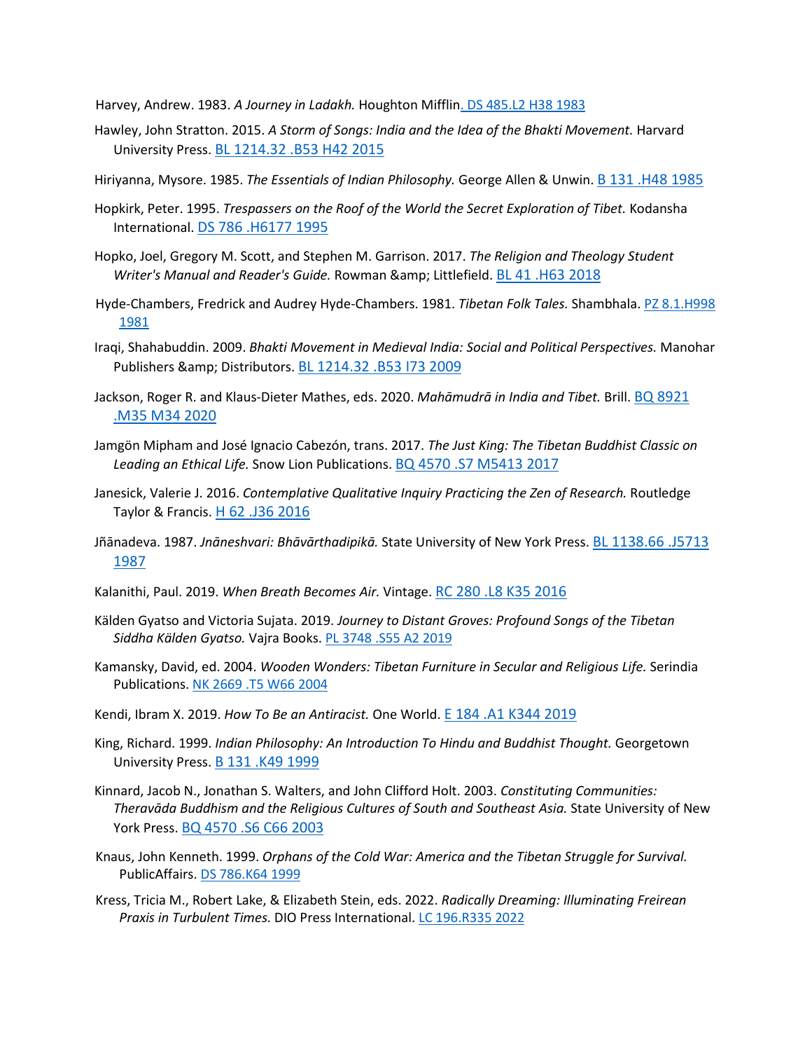Harvey, Andrew. 1983. *A Journey in Ladakh.* Houghton Mifflin. DS 485.L2 H38 1983

Hawley, John Stratton. 2015. *A Storm of Songs: India and the Idea of the Bhakti Movement.* Harvard University Press. BL 1214.32 .B53 H42 2015

Hiriyanna, Mysore. 1985. *The Essentials of Indian Philosophy.* George Allen & Unwin. B 131 .H48 1985

Hopkirk, Peter. 1995. *Trespassers on the Roof of the World the Secret Exploration of Tibet.* Kodansha International. DS 786 .H6177 1995

Hopko, Joel, Gregory M. Scott, and Stephen M. Garrison. 2017. *The Religion and Theology Student Writer's Manual and Reader's Guide.* Rowman &amp; Littlefield. BL 41 .H63 2018

Hyde-Chambers, Fredrick and Audrey Hyde-Chambers. 1981. *Tibetan Folk Tales.* Shambhala. PZ 8.1.H998 1981

Iraqi, Shahabuddin. 2009. *Bhakti Movement in Medieval India: Social and Political Perspectives.* Manohar Publishers &amp; Distributors. BL 1214.32 .B53 I73 2009

Jackson, Roger R. and Klaus-Dieter Mathes, eds. 2020. *Mahāmudrā in India and Tibet.* Brill. BQ 8921 .M35 M34 2020

Jamgön Mipham and José Ignacio Cabezón, trans. 2017. *The Just King: The Tibetan Buddhist Classic on Leading an Ethical Life.* Snow Lion Publications. BQ 4570 .S7 M5413 2017

Janesick, Valerie J. 2016. *Contemplative Qualitative Inquiry Practicing the Zen of Research.* Routledge Taylor & Francis. H 62 .J36 2016

Jñānadeva. 1987. *Jnāneshvari: Bhāvārthadipikā.* State University of New York Press. BL 1138.66 .J5713 1987

Kalanithi, Paul. 2019. *When Breath Becomes Air.* Vintage. RC 280 .L8 K35 2016

Kälden Gyatso and Victoria Sujata. 2019. *Journey to Distant Groves: Profound Songs of the Tibetan Siddha Kälden Gyatso.* Vajra Books. PL 3748 .S55 A2 2019

Kamansky, David, ed. 2004. *Wooden Wonders: Tibetan Furniture in Secular and Religious Life.* Serindia Publications. NK 2669 .T5 W66 2004

Kendi, Ibram X. 2019. *How To Be an Antiracist.* One World. E 184 .A1 K344 2019

King, Richard. 1999. *Indian Philosophy: An Introduction To Hindu and Buddhist Thought.* Georgetown University Press. B 131 .K49 1999

Kinnard, Jacob N., Jonathan S. Walters, and John Clifford Holt. 2003. *Constituting Communities: Theravāda Buddhism and the Religious Cultures of South and Southeast Asia.* State University of New York Press. BQ 4570 .S6 C66 2003

Knaus, John Kenneth. 1999. *Orphans of the Cold War: America and the Tibetan Struggle for Survival.* PublicAffairs. DS 786.K64 1999

Kress, Tricia M., Robert Lake, & Elizabeth Stein, eds. 2022. *Radically Dreaming: Illuminating Freirean Praxis in Turbulent Times.* DIO Press International. LC 196.R335 2022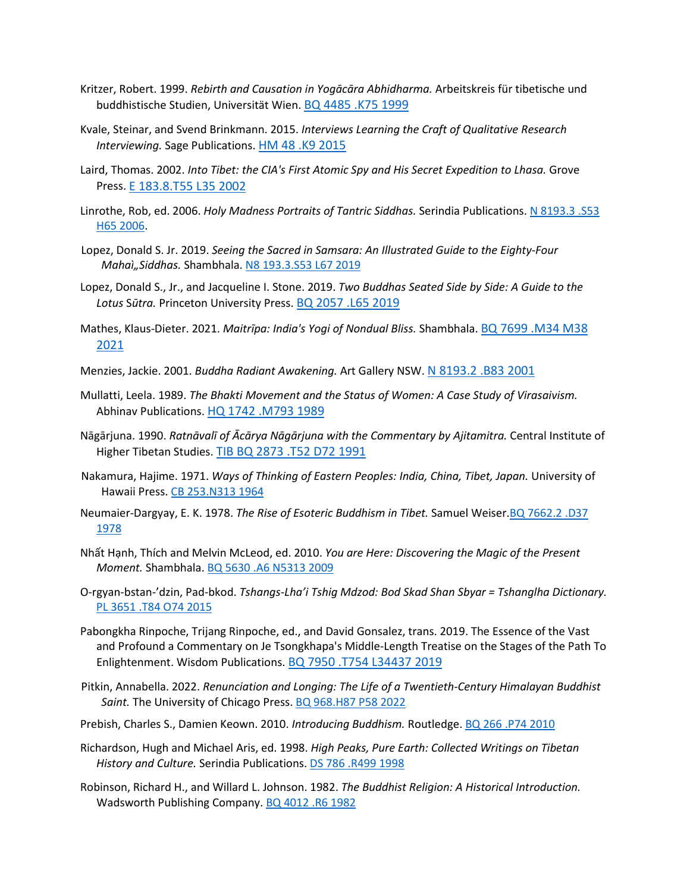Kritzer, Robert. 1999. *Rebirth and Causation in Yogācāra Abhidharma.* Arbeitskreis für tibetische und buddhistische Studien, Universität Wien. BQ 4485 .K75 1999

Kvale, Steinar, and Svend Brinkmann. 2015. *Interviews Learning the Craft of Qualitative Research Interviewing.* Sage Publications. HM 48 .K9 2015

Laird, Thomas. 2002. *Into Tibet: the CIA's First Atomic Spy and His Secret Expedition to Lhasa.* Grove Press. E 183.8.T55 L35 2002

Linrothe, Rob, ed. 2006. *Holy Madness Portraits of Tantric Siddhas.* Serindia Publications. N 8193.3 .S53 H65 2006.

Lopez, Donald S. Jr. 2019. *Seeing the Sacred in Samsara: An Illustrated Guide to the Eighty-Four Mahaì„Siddhas.* Shambhala. N8 193.3.S53 L67 2019

Lopez, Donald S., Jr., and Jacqueline I. Stone. 2019. *Two Buddhas Seated Side by Side: A Guide to the Lotus* Sūtra. Princeton University Press. BQ 2057 .L65 2019

Mathes, Klaus-Dieter. 2021. *Maitrīpa: India's Yogi of Nondual Bliss.* Shambhala. BQ 7699 .M34 M38 2021

Menzies, Jackie. 2001. *Buddha Radiant Awakening.* Art Gallery NSW. N 8193.2 .B83 2001

Mullatti, Leela. 1989. *The Bhakti Movement and the Status of Women: A Case Study of Virasaivism.* Abhinav Publications. HQ 1742 .M793 1989

Nāgārjuna. 1990. *Ratnāvalī of Ācārya Nāgārjuna with the Commentary by Ajitamitra.* Central Institute of Higher Tibetan Studies. TIB BQ 2873 .T52 D72 1991

Nakamura, Hajime. 1971. *Ways of Thinking of Eastern Peoples: India, China, Tibet, Japan.* University of Hawaii Press. CB 253.N313 1964

Neumaier-Dargyay, E. K. 1978. *The Rise of Esoteric Buddhism in Tibet.* Samuel Weiser.BQ 7662.2 .D37 1978

Nhất Hạnh, Thích and Melvin McLeod, ed. 2010. *You are Here: Discovering the Magic of the Present Moment.* Shambhala. BQ 5630 .A6 N5313 2009

O-rgyan-bstan-'dzin, Pad-bkod. *Tshangs-Lha'i Tshig Mdzod: Bod Skad Shan Sbyar = Tshanglha Dictionary.* PL 3651 .T84 O74 2015

Pabongkha Rinpoche, Trijang Rinpoche, ed., and David Gonsalez, trans. 2019. The Essence of the Vast and Profound a Commentary on Je Tsongkhapa's Middle-Length Treatise on the Stages of the Path To Enlightenment. Wisdom Publications. BQ 7950 .T754 L34437 2019

Pitkin, Annabella. 2022. *Renunciation and Longing: The Life of a Twentieth-Century Himalayan Buddhist Saint.* The University of Chicago Press. BQ 968.H87 P58 2022

Prebish, Charles S., Damien Keown. 2010. *Introducing Buddhism.* Routledge. BQ 266 .P74 2010

Richardson, Hugh and Michael Aris, ed. 1998. *High Peaks, Pure Earth: Collected Writings on Tibetan History and Culture.* Serindia Publications. DS 786 .R499 1998

Robinson, Richard H., and Willard L. Johnson. 1982. *The Buddhist Religion: A Historical Introduction.* Wadsworth Publishing Company. BQ 4012 .R6 1982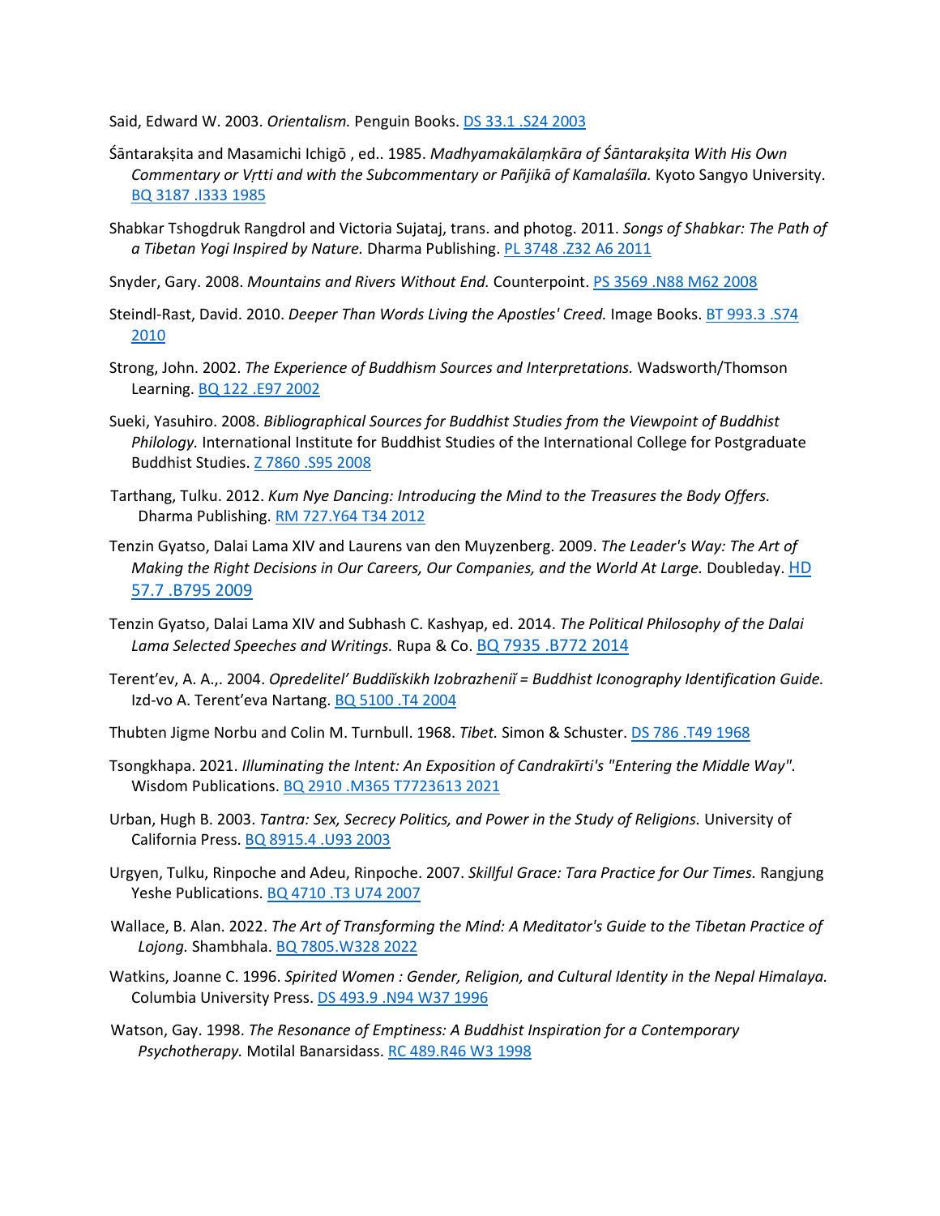Said, Edward W. 2003. *Orientalism.* Penguin Books. DS 33.1 .S24 2003

Śāntarakṣita and Masamichi Ichigō , ed.. 1985. *Madhyamakālaṃkāra of Śāntarakṣita With His Own Commentary or Vṛtti and with the Subcommentary or Pañjikā of Kamalaśīla.* Kyoto Sangyo University. BQ 3187 .I333 1985

Shabkar Tshogdruk Rangdrol and Victoria Sujataj, trans. and photog. 2011. *Songs of Shabkar: The Path of a Tibetan Yogi Inspired by Nature.* Dharma Publishing. PL 3748 .Z32 A6 2011

Snyder, Gary. 2008. *Mountains and Rivers Without End.* Counterpoint. PS 3569 .N88 M62 2008

Steindl-Rast, David. 2010. *Deeper Than Words Living the Apostles' Creed.* Image Books. BT 993.3 .S74 2010

Strong, John. 2002. *The Experience of Buddhism Sources and Interpretations.* Wadsworth/Thomson Learning. BQ 122 .E97 2002

Sueki, Yasuhiro. 2008. *Bibliographical Sources for Buddhist Studies from the Viewpoint of Buddhist Philology.* International Institute for Buddhist Studies of the International College for Postgraduate Buddhist Studies. Z 7860 .S95 2008

Tarthang, Tulku. 2012. *Kum Nye Dancing: Introducing the Mind to the Treasures the Body Offers.* Dharma Publishing. RM 727.Y64 T34 2012

Tenzin Gyatso, Dalai Lama XIV and Laurens van den Muyzenberg. 2009. *The Leader's Way: The Art of Making the Right Decisions in Our Careers, Our Companies, and the World At Large.* Doubleday. HD 57.7 .B795 2009

Tenzin Gyatso, Dalai Lama XIV and Subhash C. Kashyap, ed. 2014. *The Political Philosophy of the Dalai Lama Selected Speeches and Writings.* Rupa & Co. BQ 7935 .B772 2014

Terent'ev, A. A.,. 2004. *Opredelitel' Buddiĭskikh Izobrazheniĭ = Buddhist Iconography Identification Guide.* Izd-vo A. Terent'eva Nartang. BQ 5100 .T4 2004

Thubten Jigme Norbu and Colin M. Turnbull. 1968. *Tibet.* Simon & Schuster. DS 786 .T49 1968

Tsongkhapa. 2021. *Illuminating the Intent: An Exposition of Candrakīrti's "Entering the Middle Way".* Wisdom Publications. BQ 2910 .M365 T7723613 2021

Urban, Hugh B. 2003. *Tantra: Sex, Secrecy Politics, and Power in the Study of Religions.* University of California Press. BQ 8915.4 .U93 2003

Urgyen, Tulku, Rinpoche and Adeu, Rinpoche. 2007. *Skillful Grace: Tara Practice for Our Times.* Rangjung Yeshe Publications. BQ 4710 .T3 U74 2007

Wallace, B. Alan. 2022. *The Art of Transforming the Mind: A Meditator's Guide to the Tibetan Practice of Lojong.* Shambhala. BQ 7805.W328 2022

Watkins, Joanne C. 1996. *Spirited Women : Gender, Religion, and Cultural Identity in the Nepal Himalaya.* Columbia University Press. DS 493.9 .N94 W37 1996

Watson, Gay. 1998. *The Resonance of Emptiness: A Buddhist Inspiration for a Contemporary Psychotherapy.* Motilal Banarsidass. RC 489.R46 W3 1998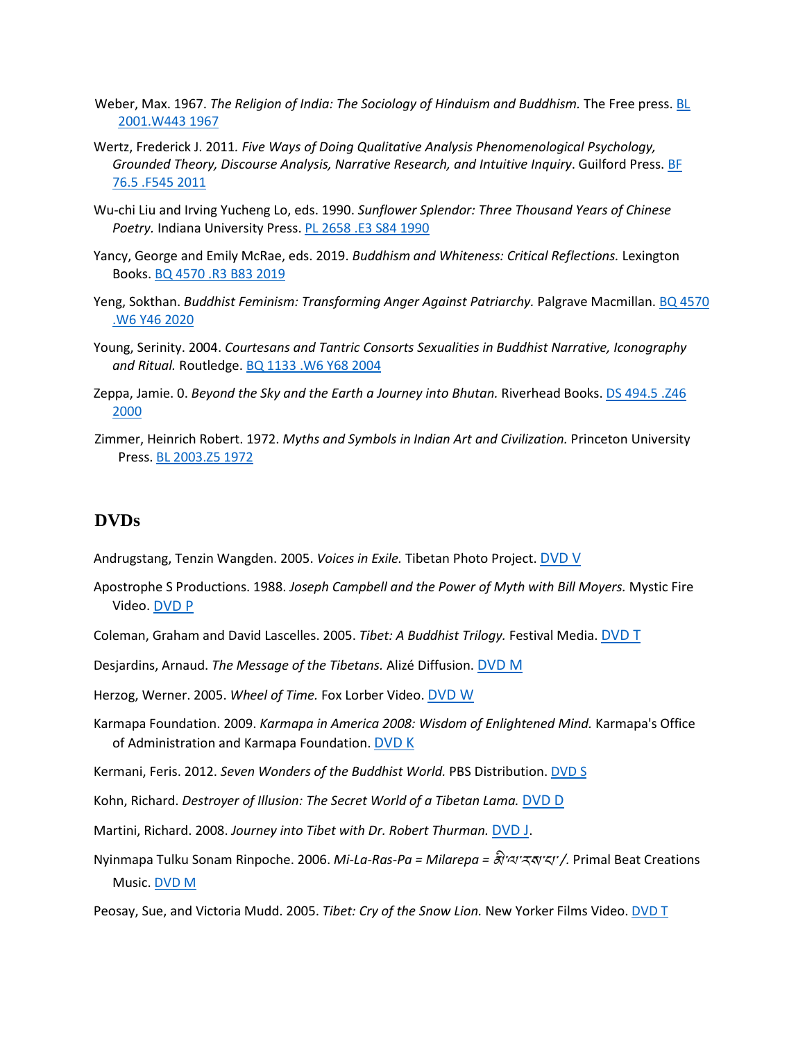Weber, Max. 1967. *The Religion of India: The Sociology of Hinduism and Buddhism.* The Free press. [BL 2001.W443 1967]()

Wertz, Frederick J. 2011. *Five Ways of Doing Qualitative Analysis Phenomenological Psychology, Grounded Theory, Discourse Analysis, Narrative Research, and Intuitive Inquiry*. Guilford Press. [BF 76.5 .F545 2011]()

Wu-chi Liu and Irving Yucheng Lo, eds. 1990. *Sunflower Splendor: Three Thousand Years of Chinese Poetry.* Indiana University Press. [PL 2658 .E3 S84 1990]()

Yancy, George and Emily McRae, eds. 2019. *Buddhism and Whiteness: Critical Reflections.* Lexington Books. [BQ 4570 .R3 B83 2019]()

Yeng, Sokthan. *Buddhist Feminism: Transforming Anger Against Patriarchy.* Palgrave Macmillan. [BQ 4570 .W6 Y46 2020]()

Young, Serinity. 2004. *Courtesans and Tantric Consorts Sexualities in Buddhist Narrative, Iconography and Ritual.* Routledge. [BQ 1133 .W6 Y68 2004]()

Zeppa, Jamie. 0. *Beyond the Sky and the Earth a Journey into Bhutan.* Riverhead Books. [DS 494.5 .Z46 2000]()

Zimmer, Heinrich Robert. 1972. *Myths and Symbols in Indian Art and Civilization.* Princeton University Press. [BL 2003.Z5 1972]()

## DVDs

Andrugstang, Tenzin Wangden. 2005. *Voices in Exile.* Tibetan Photo Project. [DVD V]()

Apostrophe S Productions. 1988. *Joseph Campbell and the Power of Myth with Bill Moyers.* Mystic Fire Video. [DVD P]()

Coleman, Graham and David Lascelles. 2005. *Tibet: A Buddhist Trilogy.* Festival Media. [DVD T]()

Desjardins, Arnaud. *The Message of the Tibetans.* Alizé Diffusion. [DVD M]()

Herzog, Werner. 2005. *Wheel of Time.* Fox Lorber Video. [DVD W]()

Karmapa Foundation. 2009. *Karmapa in America 2008: Wisdom of Enlightened Mind.* Karmapa's Office of Administration and Karmapa Foundation. [DVD K]()

Kermani, Feris. 2012. *Seven Wonders of the Buddhist World.* PBS Distribution. [DVD S]()

Kohn, Richard. *Destroyer of Illusion: The Secret World of a Tibetan Lama.* [DVD D]()

Martini, Richard. 2008. *Journey into Tibet with Dr. Robert Thurman.* [DVD J]().

Nyinmapa Tulku Sonam Rinpoche. 2006. *Mi-La-Ras-Pa = Milarepa = མི་ལ་རས་པ་/.* Primal Beat Creations Music. [DVD M]()

Peosay, Sue, and Victoria Mudd. 2005. *Tibet: Cry of the Snow Lion.* New Yorker Films Video. [DVD T]()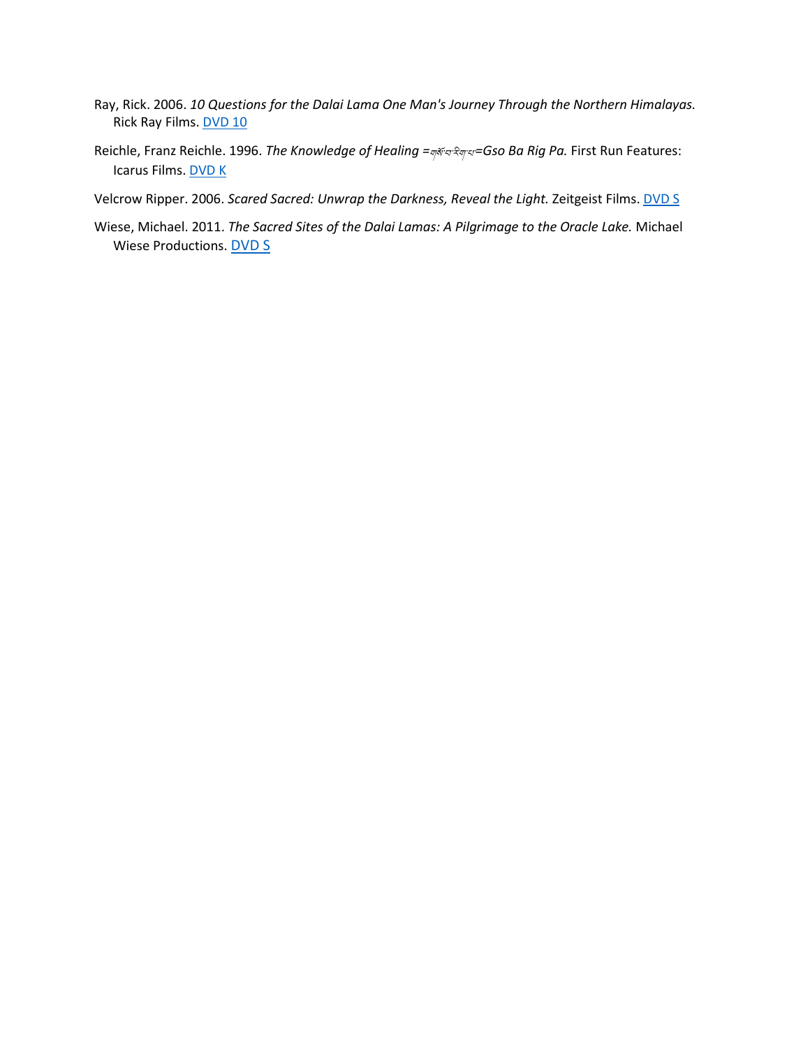Ray, Rick. 2006. *10 Questions for the Dalai Lama One Man's Journey Through the Northern Himalayas.* Rick Ray Films. [DVD 10]

Reichle, Franz Reichle. 1996. *The Knowledge of Healing =གསོ་བ་རིག་པ་=Gso Ba Rig Pa.* First Run Features: Icarus Films. [DVD K]

Velcrow Ripper. 2006. *Scared Sacred: Unwrap the Darkness, Reveal the Light.* Zeitgeist Films. [DVD S]

Wiese, Michael. 2011. *The Sacred Sites of the Dalai Lamas: A Pilgrimage to the Oracle Lake.* Michael Wiese Productions. [DVD S]